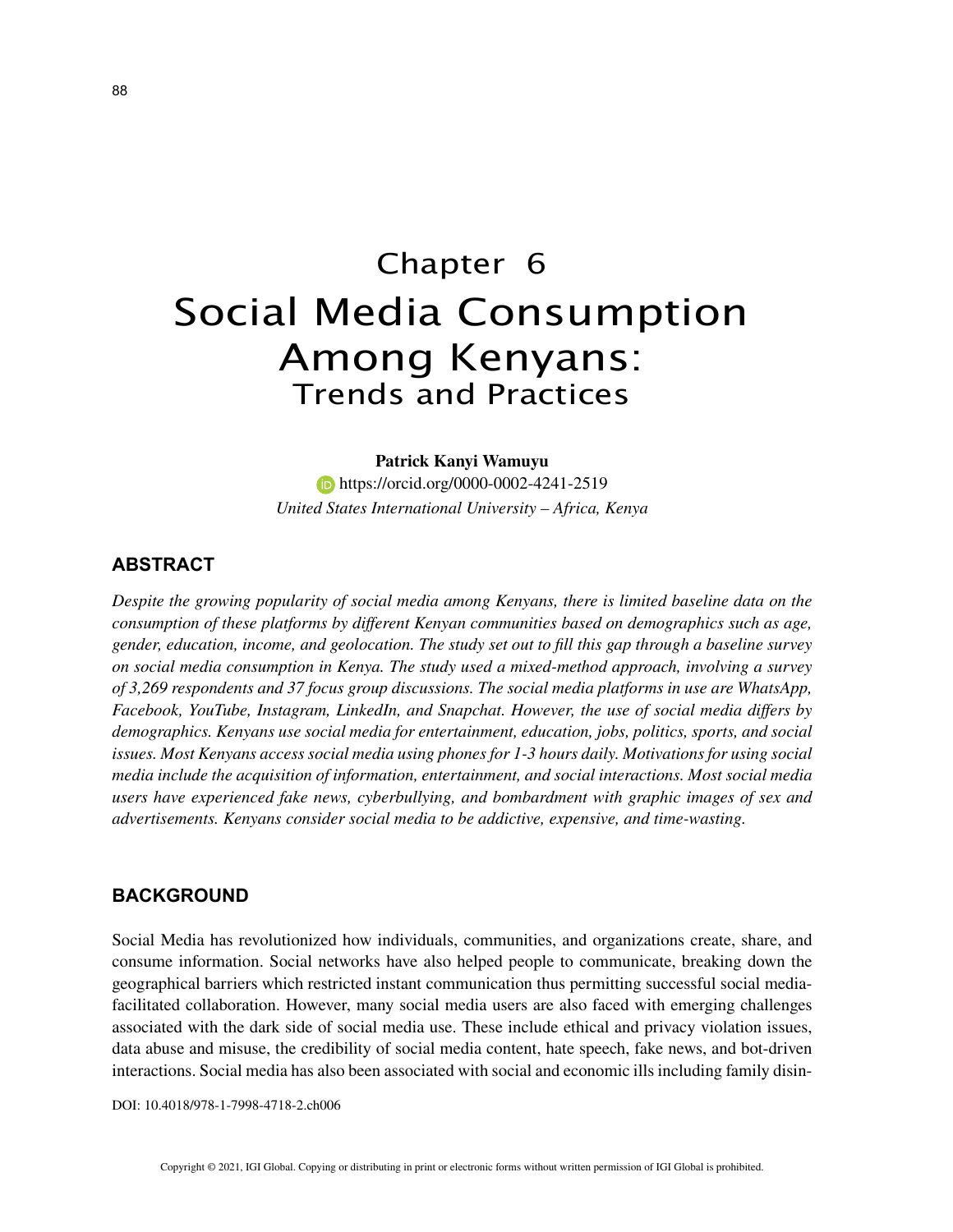# Chapter 6
# Social Media Consumption Among Kenyans: Trends and Practices

**Patrick Kanyi Wamuyu**
https://orcid.org/0000-0002-4241-2519
*United States International University – Africa, Kenya*

## ABSTRACT

*Despite the growing popularity of social media among Kenyans, there is limited baseline data on the consumption of these platforms by different Kenyan communities based on demographics such as age, gender, education, income, and geolocation. The study set out to fill this gap through a baseline survey on social media consumption in Kenya. The study used a mixed-method approach, involving a survey of 3,269 respondents and 37 focus group discussions. The social media platforms in use are WhatsApp, Facebook, YouTube, Instagram, LinkedIn, and Snapchat. However, the use of social media differs by demographics. Kenyans use social media for entertainment, education, jobs, politics, sports, and social issues. Most Kenyans access social media using phones for 1-3 hours daily. Motivations for using social media include the acquisition of information, entertainment, and social interactions. Most social media users have experienced fake news, cyberbullying, and bombardment with graphic images of sex and advertisements. Kenyans consider social media to be addictive, expensive, and time-wasting.*

## BACKGROUND

Social Media has revolutionized how individuals, communities, and organizations create, share, and consume information. Social networks have also helped people to communicate, breaking down the geographical barriers which restricted instant communication thus permitting successful social media-facilitated collaboration. However, many social media users are also faced with emerging challenges associated with the dark side of social media use. These include ethical and privacy violation issues, data abuse and misuse, the credibility of social media content, hate speech, fake news, and bot-driven interactions. Social media has also been associated with social and economic ills including family disin-

DOI: 10.4018/978-1-7998-4718-2.ch006

Copyright © 2021, IGI Global. Copying or distributing in print or electronic forms without written permission of IGI Global is prohibited.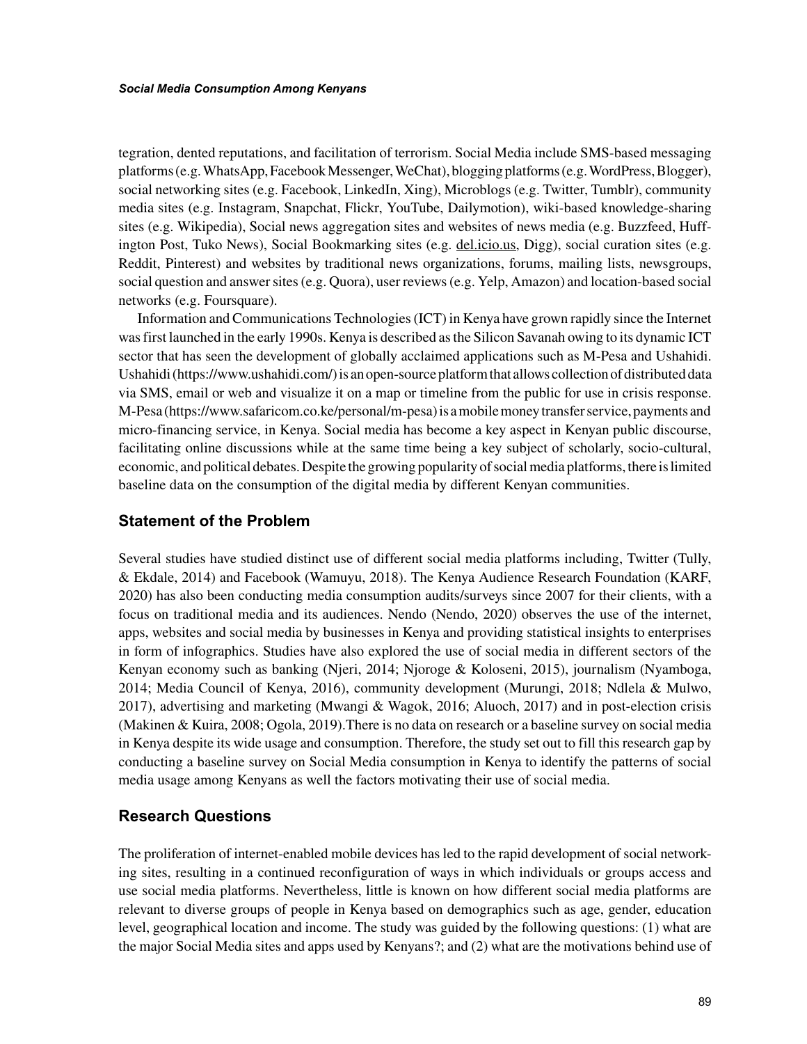tegration, dented reputations, and facilitation of terrorism. Social Media include SMS-based messaging platforms (e.g. WhatsApp, Facebook Messenger, WeChat), blogging platforms (e.g. WordPress, Blogger), social networking sites (e.g. Facebook, LinkedIn, Xing), Microblogs (e.g. Twitter, Tumblr), community media sites (e.g. Instagram, Snapchat, Flickr, YouTube, Dailymotion), wiki-based knowledge-sharing sites (e.g. Wikipedia), Social news aggregation sites and websites of news media (e.g. Buzzfeed, Huffington Post, Tuko News), Social Bookmarking sites (e.g. del.icio.us, Digg), social curation sites (e.g. Reddit, Pinterest) and websites by traditional news organizations, forums, mailing lists, newsgroups, social question and answer sites (e.g. Quora), user reviews (e.g. Yelp, Amazon) and location-based social networks (e.g. Foursquare).

Information and Communications Technologies (ICT) in Kenya have grown rapidly since the Internet was first launched in the early 1990s. Kenya is described as the Silicon Savanah owing to its dynamic ICT sector that has seen the development of globally acclaimed applications such as M-Pesa and Ushahidi. Ushahidi (https://www.ushahidi.com/) is an open-source platform that allows collection of distributed data via SMS, email or web and visualize it on a map or timeline from the public for use in crisis response. M-Pesa (https://www.safaricom.co.ke/personal/m-pesa) is a mobile money transfer service, payments and micro-financing service, in Kenya. Social media has become a key aspect in Kenyan public discourse, facilitating online discussions while at the same time being a key subject of scholarly, socio-cultural, economic, and political debates. Despite the growing popularity of social media platforms, there is limited baseline data on the consumption of the digital media by different Kenyan communities.

## Statement of the Problem

Several studies have studied distinct use of different social media platforms including, Twitter (Tully, & Ekdale, 2014) and Facebook (Wamuyu, 2018). The Kenya Audience Research Foundation (KARF, 2020) has also been conducting media consumption audits/surveys since 2007 for their clients, with a focus on traditional media and its audiences. Nendo (Nendo, 2020) observes the use of the internet, apps, websites and social media by businesses in Kenya and providing statistical insights to enterprises in form of infographics. Studies have also explored the use of social media in different sectors of the Kenyan economy such as banking (Njeri, 2014; Njoroge & Koloseni, 2015), journalism (Nyamboga, 2014; Media Council of Kenya, 2016), community development (Murungi, 2018; Ndlela & Mulwo, 2017), advertising and marketing (Mwangi & Wagok, 2016; Aluoch, 2017) and in post-election crisis (Makinen & Kuira, 2008; Ogola, 2019).There is no data on research or a baseline survey on social media in Kenya despite its wide usage and consumption. Therefore, the study set out to fill this research gap by conducting a baseline survey on Social Media consumption in Kenya to identify the patterns of social media usage among Kenyans as well the factors motivating their use of social media.

## Research Questions

The proliferation of internet-enabled mobile devices has led to the rapid development of social networking sites, resulting in a continued reconfiguration of ways in which individuals or groups access and use social media platforms. Nevertheless, little is known on how different social media platforms are relevant to diverse groups of people in Kenya based on demographics such as age, gender, education level, geographical location and income. The study was guided by the following questions: (1) what are the major Social Media sites and apps used by Kenyans?; and (2) what are the motivations behind use of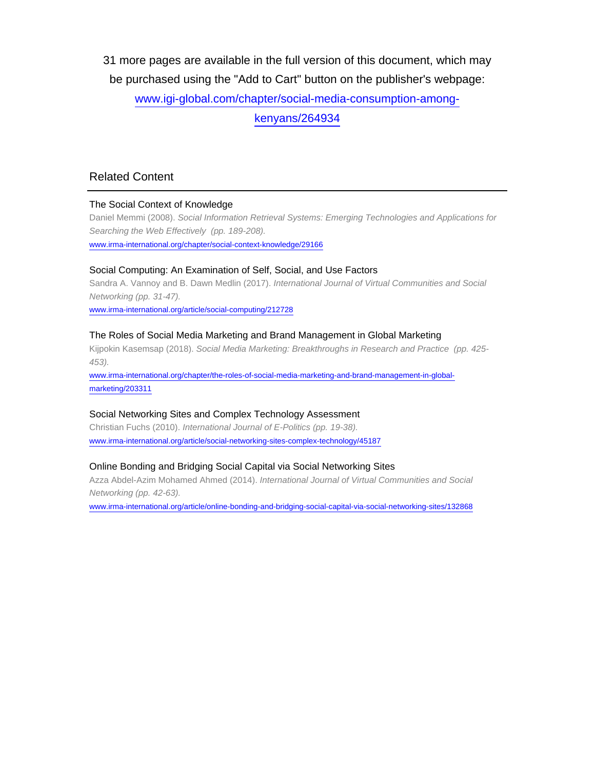31 more pages are available in the full version of this document, which may be purchased using the "Add to Cart" button on the publisher's webpage: www.igi-global.com/chapter/social-media-consumption-among-kenyans/264934

## Related Content

**The Social Context of Knowledge**
Daniel Memmi (2008). *Social Information Retrieval Systems: Emerging Technologies and Applications for Searching the Web Effectively (pp. 189-208).*
www.irma-international.org/chapter/social-context-knowledge/29166

**Social Computing: An Examination of Self, Social, and Use Factors**
Sandra A. Vannoy and B. Dawn Medlin (2017). *International Journal of Virtual Communities and Social Networking (pp. 31-47).*
www.irma-international.org/article/social-computing/212728

**The Roles of Social Media Marketing and Brand Management in Global Marketing**
Kijpokin Kasemsap (2018). *Social Media Marketing: Breakthroughs in Research and Practice (pp. 425-453).*
www.irma-international.org/chapter/the-roles-of-social-media-marketing-and-brand-management-in-global-marketing/203311

**Social Networking Sites and Complex Technology Assessment**
Christian Fuchs (2010). *International Journal of E-Politics (pp. 19-38).*
www.irma-international.org/article/social-networking-sites-complex-technology/45187

**Online Bonding and Bridging Social Capital via Social Networking Sites**
Azza Abdel-Azim Mohamed Ahmed (2014). *International Journal of Virtual Communities and Social Networking (pp. 42-63).*
www.irma-international.org/article/online-bonding-and-bridging-social-capital-via-social-networking-sites/132868